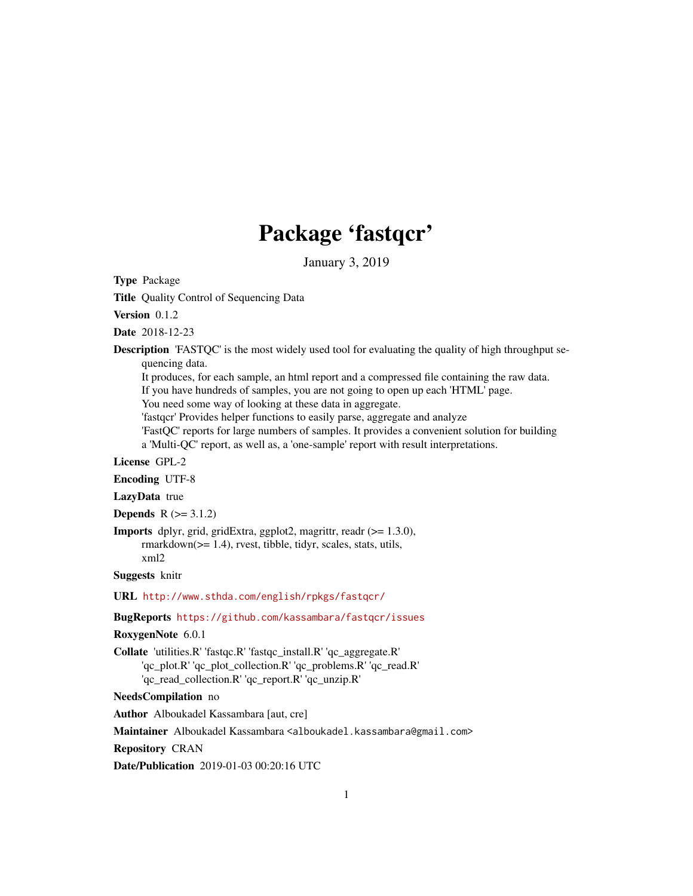# Package 'fastqcr'

January 3, 2019

**Type** Package

**Title** Quality Control of Sequencing Data

**Version** 0.1.2

**Date** 2018-12-23

**Description** 'FASTQC' is the most widely used tool for evaluating the quality of high throughput sequencing data.
It produces, for each sample, an html report and a compressed file containing the raw data.
If you have hundreds of samples, you are not going to open up each 'HTML' page.
You need some way of looking at these data in aggregate.
'fastqcr' Provides helper functions to easily parse, aggregate and analyze
'FastQC' reports for large numbers of samples. It provides a convenient solution for building
a 'Multi-QC' report, as well as, a 'one-sample' report with result interpretations.

**License** GPL-2

**Encoding** UTF-8

**LazyData** true

**Depends** R (>= 3.1.2)

**Imports** dplyr, grid, gridExtra, ggplot2, magrittr, readr (>= 1.3.0),
rmarkdown(>= 1.4), rvest, tibble, tidyr, scales, stats, utils,
xml2

**Suggests** knitr

**URL** http://www.sthda.com/english/rpkgs/fastqcr/

**BugReports** https://github.com/kassambara/fastqcr/issues

**RoxygenNote** 6.0.1

**Collate** 'utilities.R' 'fastqc.R' 'fastqc_install.R' 'qc_aggregate.R'
'qc_plot.R' 'qc_plot_collection.R' 'qc_problems.R' 'qc_read.R'
'qc_read_collection.R' 'qc_report.R' 'qc_unzip.R'

**NeedsCompilation** no

**Author** Alboukadel Kassambara [aut, cre]

**Maintainer** Alboukadel Kassambara <alboukadel.kassambara@gmail.com>

**Repository** CRAN

**Date/Publication** 2019-01-03 00:20:16 UTC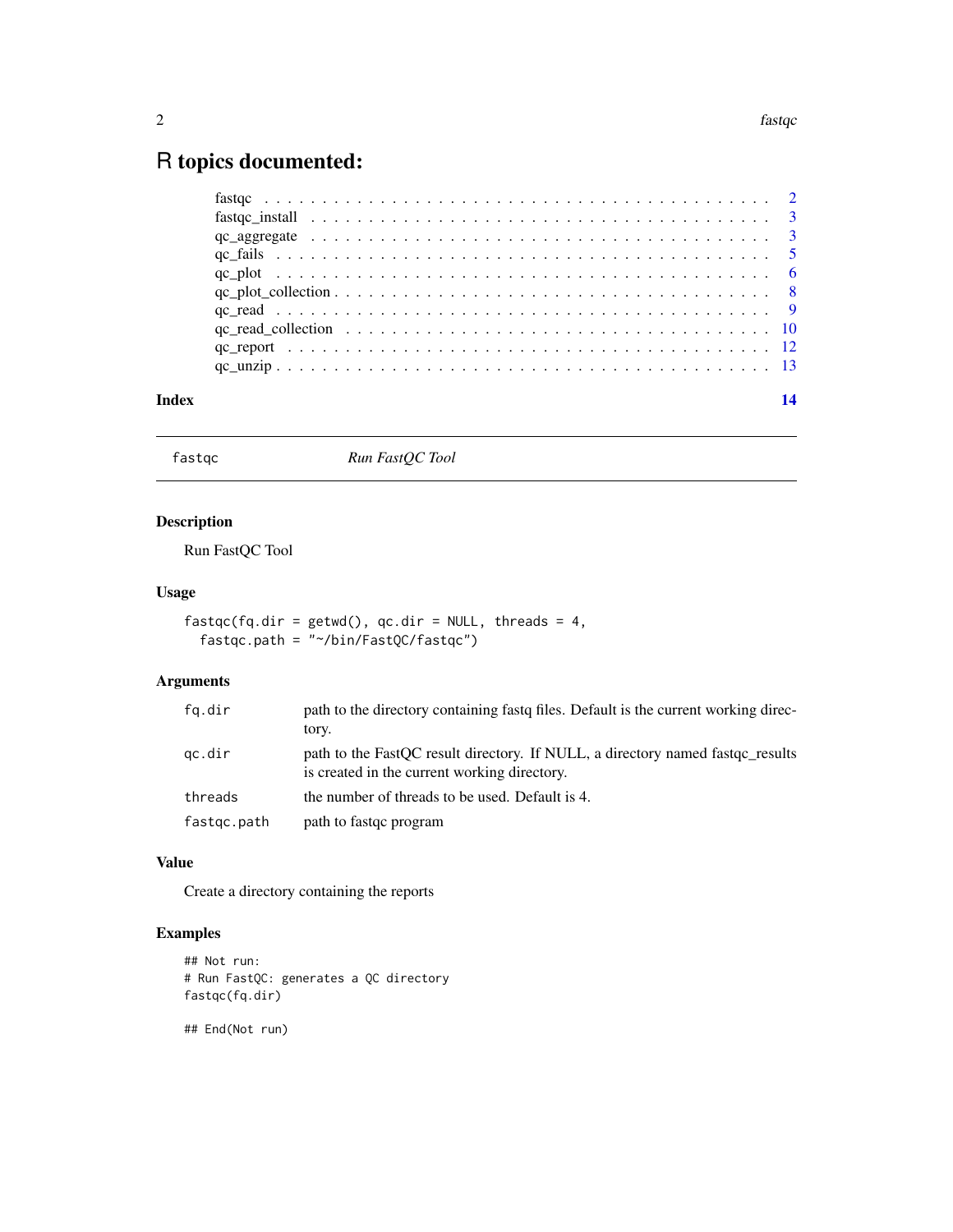# R topics documented:

| | |
|---|---|
| fastqc | 2 |
| fastqc_install | 3 |
| qc_aggregate | 3 |
| qc_fails | 5 |
| qc_plot | 6 |
| qc_plot_collection | 8 |
| qc_read | 9 |
| qc_read_collection | 10 |
| qc_report | 12 |
| qc_unzip | 13 |

**Index** 14

---

`fastqc` *Run FastQC Tool*

---

## Description

Run FastQC Tool

## Usage

```
fastqc(fq.dir = getwd(), qc.dir = NULL, threads = 4,
  fastqc.path = "~/bin/FastQC/fastqc")
```

## Arguments

| | |
|---|---|
| `fq.dir` | path to the directory containing fastq files. Default is the current working directory. |
| `qc.dir` | path to the FastQC result directory. If NULL, a directory named fastqc_results is created in the current working directory. |
| `threads` | the number of threads to be used. Default is 4. |
| `fastqc.path` | path to fastqc program |

## Value

Create a directory containing the reports

## Examples

```
## Not run:
# Run FastQC: generates a QC directory
fastqc(fq.dir)

## End(Not run)
```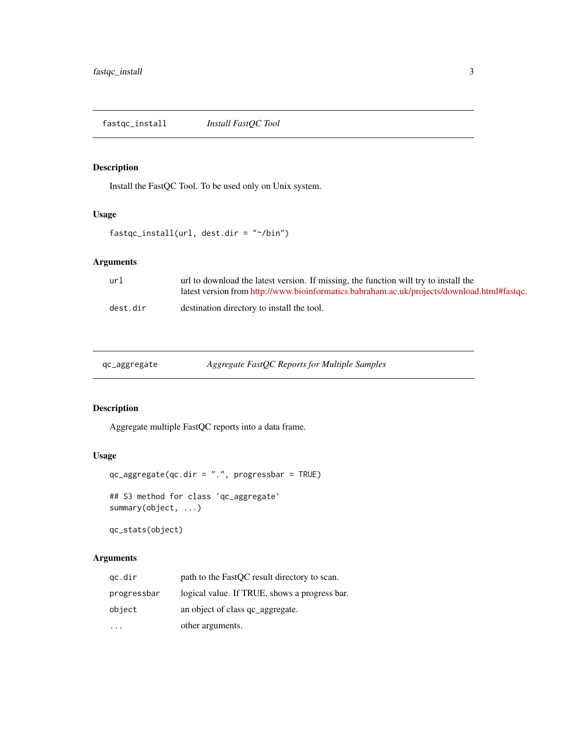## fastqc_install    *Install FastQC Tool*

### Description

Install the FastQC Tool. To be used only on Unix system.

### Usage

```
fastqc_install(url, dest.dir = "~/bin")
```

### Arguments

| | |
|---|---|
| url | url to download the latest version. If missing, the function will try to install the latest version from http://www.bioinformatics.babraham.ac.uk/projects/download.html#fastqc. |
| dest.dir | destination directory to install the tool. |

## qc_aggregate    *Aggregate FastQC Reports for Multiple Samples*

### Description

Aggregate multiple FastQC reports into a data frame.

### Usage

```
qc_aggregate(qc.dir = ".", progressbar = TRUE)

## S3 method for class 'qc_aggregate'
summary(object, ...)

qc_stats(object)
```

### Arguments

| | |
|---|---|
| qc.dir | path to the FastQC result directory to scan. |
| progressbar | logical value. If TRUE, shows a progress bar. |
| object | an object of class qc_aggregate. |
| ... | other arguments. |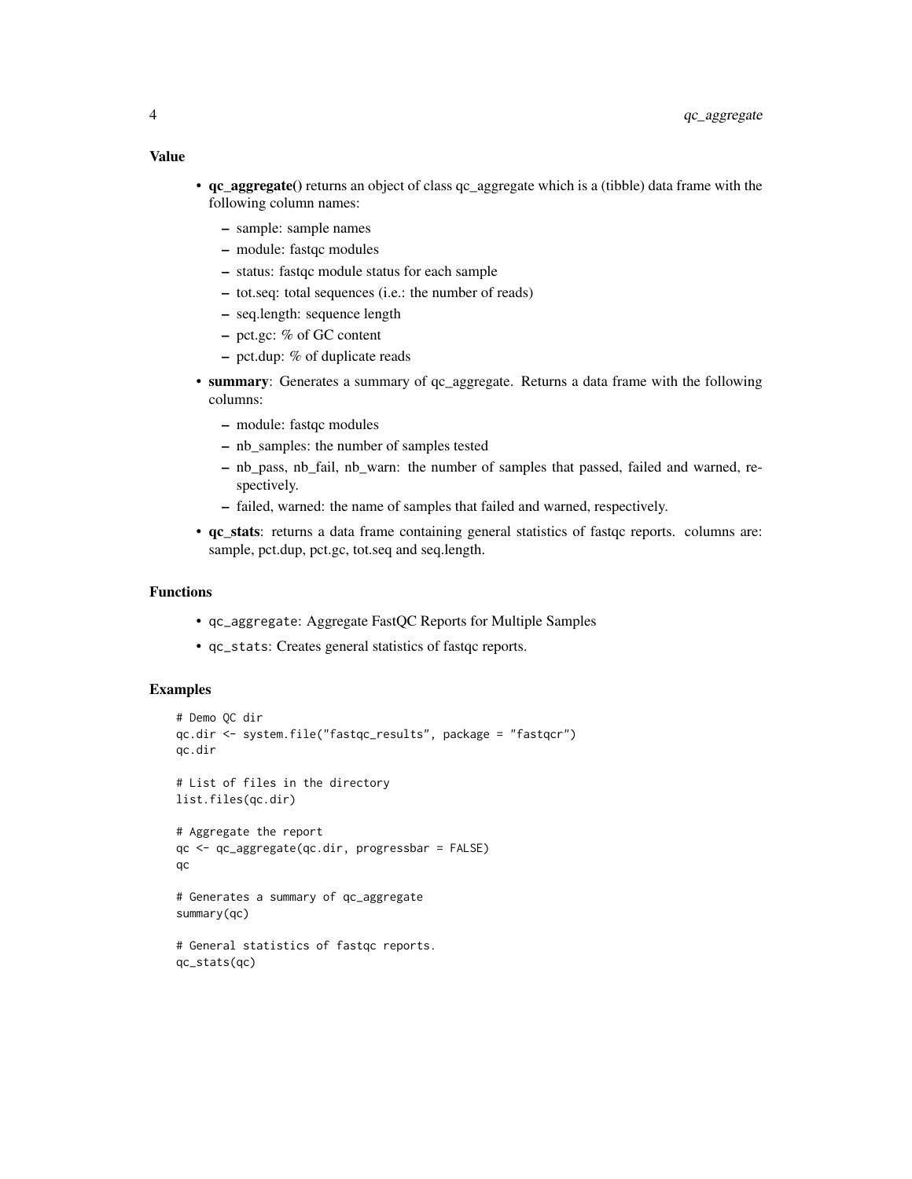### Value

- **qc_aggregate()** returns an object of class qc_aggregate which is a (tibble) data frame with the following column names:
  - sample: sample names
  - module: fastqc modules
  - status: fastqc module status for each sample
  - tot.seq: total sequences (i.e.: the number of reads)
  - seq.length: sequence length
  - pct.gc: % of GC content
  - pct.dup: % of duplicate reads
- **summary**: Generates a summary of qc_aggregate. Returns a data frame with the following columns:
  - module: fastqc modules
  - nb_samples: the number of samples tested
  - nb_pass, nb_fail, nb_warn: the number of samples that passed, failed and warned, respectively.
  - failed, warned: the name of samples that failed and warned, respectively.
- **qc_stats**: returns a data frame containing general statistics of fastqc reports. columns are: sample, pct.dup, pct.gc, tot.seq and seq.length.

### Functions

- `qc_aggregate`: Aggregate FastQC Reports for Multiple Samples
- `qc_stats`: Creates general statistics of fastqc reports.

### Examples

```
# Demo QC dir
qc.dir <- system.file("fastqc_results", package = "fastqcr")
qc.dir

# List of files in the directory
list.files(qc.dir)

# Aggregate the report
qc <- qc_aggregate(qc.dir, progressbar = FALSE)
qc

# Generates a summary of qc_aggregate
summary(qc)

# General statistics of fastqc reports.
qc_stats(qc)
```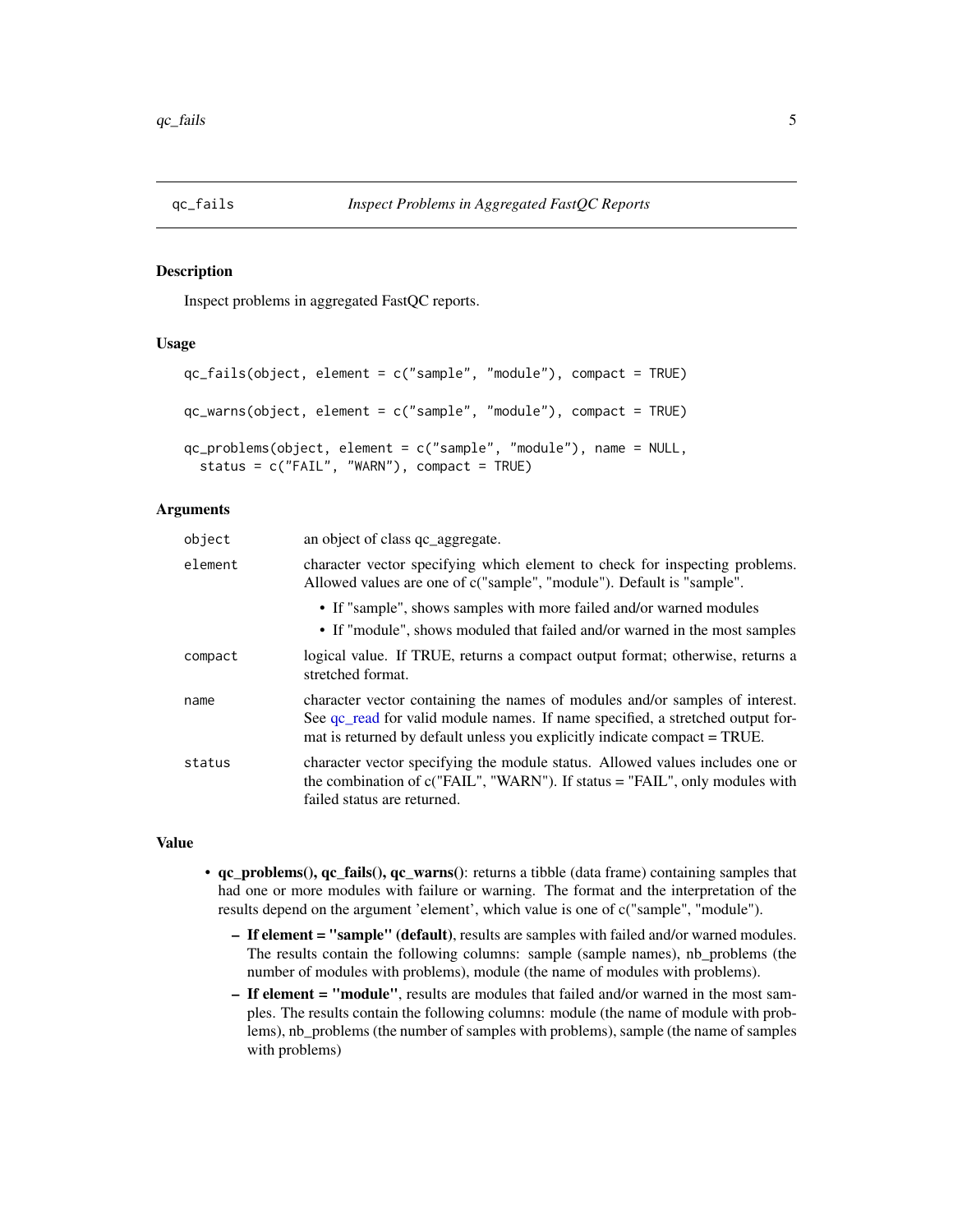## qc_fails — *Inspect Problems in Aggregated FastQC Reports*

### Description

Inspect problems in aggregated FastQC reports.

### Usage

```
qc_fails(object, element = c("sample", "module"), compact = TRUE)

qc_warns(object, element = c("sample", "module"), compact = TRUE)

qc_problems(object, element = c("sample", "module"), name = NULL,
  status = c("FAIL", "WARN"), compact = TRUE)
```

### Arguments

| | |
|---|---|
| object | an object of class qc_aggregate. |
| element | character vector specifying which element to check for inspecting problems. Allowed values are one of c("sample", "module"). Default is "sample".<br>• If "sample", shows samples with more failed and/or warned modules<br>• If "module", shows moduled that failed and/or warned in the most samples |
| compact | logical value. If TRUE, returns a compact output format; otherwise, returns a stretched format. |
| name | character vector containing the names of modules and/or samples of interest. See qc_read for valid module names. If name specified, a stretched output format is returned by default unless you explicitly indicate compact = TRUE. |
| status | character vector specifying the module status. Allowed values includes one or the combination of c("FAIL", "WARN"). If status = "FAIL", only modules with failed status are returned. |

### Value

- **qc_problems(), qc_fails(), qc_warns()**: returns a tibble (data frame) containing samples that had one or more modules with failure or warning. The format and the interpretation of the results depend on the argument 'element', which value is one of c("sample", "module").
  - **If element = "sample" (default)**, results are samples with failed and/or warned modules. The results contain the following columns: sample (sample names), nb_problems (the number of modules with problems), module (the name of modules with problems).
  - **If element = "module"**, results are modules that failed and/or warned in the most samples. The results contain the following columns: module (the name of module with problems), nb_problems (the number of samples with problems), sample (the name of samples with problems)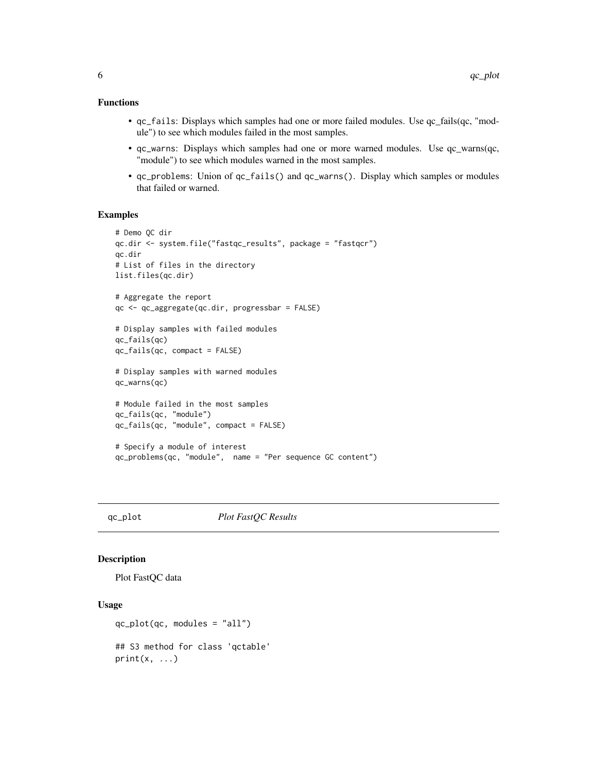### Functions

- qc_fails: Displays which samples had one or more failed modules. Use qc_fails(qc, "module") to see which modules failed in the most samples.
- qc_warns: Displays which samples had one or more warned modules. Use qc_warns(qc, "module") to see which modules warned in the most samples.
- qc_problems: Union of qc_fails() and qc_warns(). Display which samples or modules that failed or warned.

### Examples

```
# Demo QC dir
qc.dir <- system.file("fastqc_results", package = "fastqcr")
qc.dir
# List of files in the directory
list.files(qc.dir)

# Aggregate the report
qc <- qc_aggregate(qc.dir, progressbar = FALSE)

# Display samples with failed modules
qc_fails(qc)
qc_fails(qc, compact = FALSE)

# Display samples with warned modules
qc_warns(qc)

# Module failed in the most samples
qc_fails(qc, "module")
qc_fails(qc, "module", compact = FALSE)

# Specify a module of interest
qc_problems(qc, "module",  name = "Per sequence GC content")
```

---

## qc_plot    *Plot FastQC Results*

---

### Description

Plot FastQC data

### Usage

```
qc_plot(qc, modules = "all")

## S3 method for class 'qctable'
print(x, ...)
```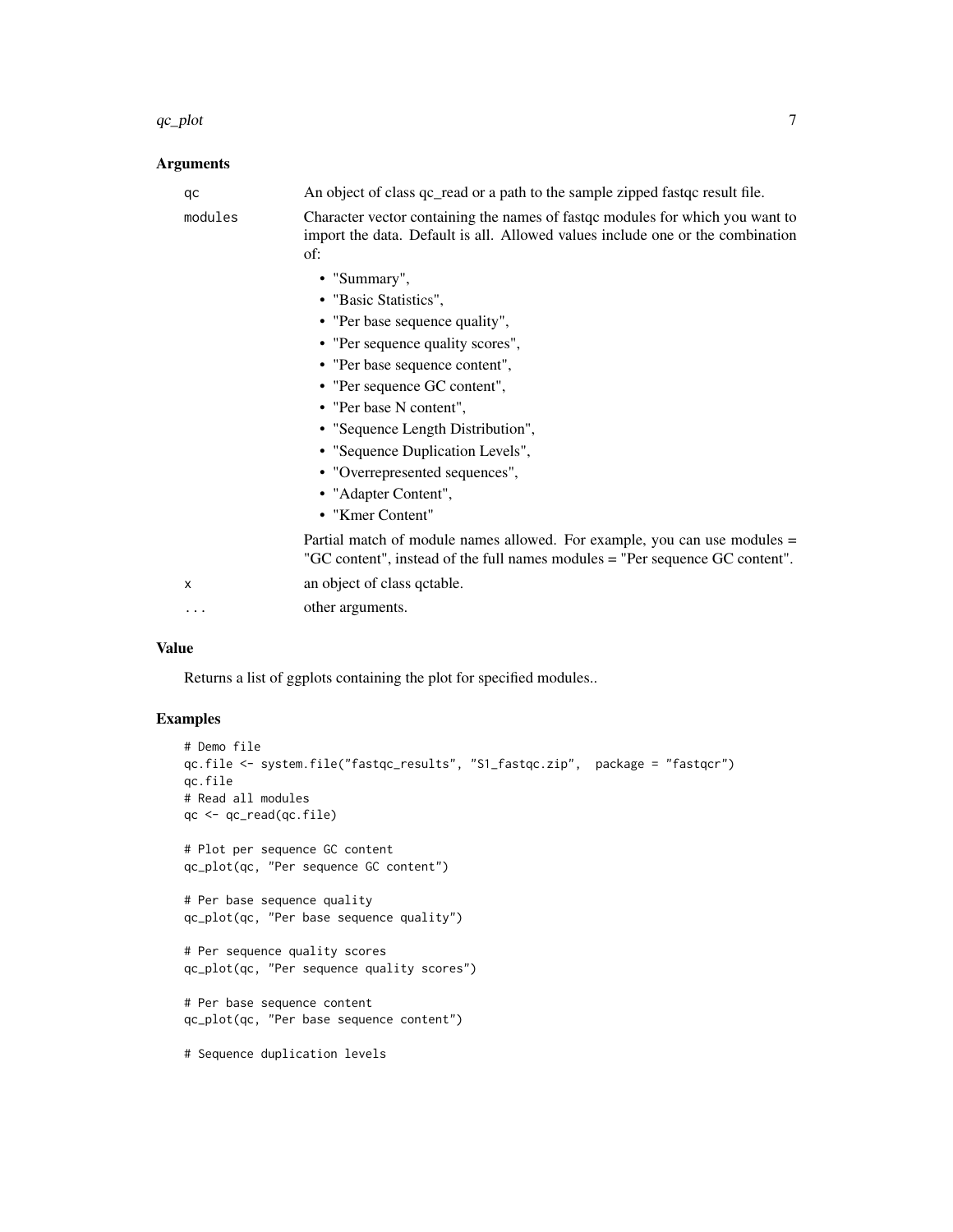### Arguments

| | |
|---|---|
| qc | An object of class qc_read or a path to the sample zipped fastqc result file. |
| modules | Character vector containing the names of fastqc modules for which you want to import the data. Default is all. Allowed values include one or the combination of: |
| x | an object of class qctable. |
| ... | other arguments. |

Allowed values for `modules`:

- "Summary",
- "Basic Statistics",
- "Per base sequence quality",
- "Per sequence quality scores",
- "Per base sequence content",
- "Per sequence GC content",
- "Per base N content",
- "Sequence Length Distribution",
- "Sequence Duplication Levels",
- "Overrepresented sequences",
- "Adapter Content",
- "Kmer Content"

Partial match of module names allowed. For example, you can use modules = "GC content", instead of the full names modules = "Per sequence GC content".

### Value

Returns a list of ggplots containing the plot for specified modules..

### Examples

```
# Demo file
qc.file <- system.file("fastqc_results", "S1_fastqc.zip",  package = "fastqcr")
qc.file
# Read all modules
qc <- qc_read(qc.file)

# Plot per sequence GC content
qc_plot(qc, "Per sequence GC content")

# Per base sequence quality
qc_plot(qc, "Per base sequence quality")

# Per sequence quality scores
qc_plot(qc, "Per sequence quality scores")

# Per base sequence content
qc_plot(qc, "Per base sequence content")

# Sequence duplication levels
```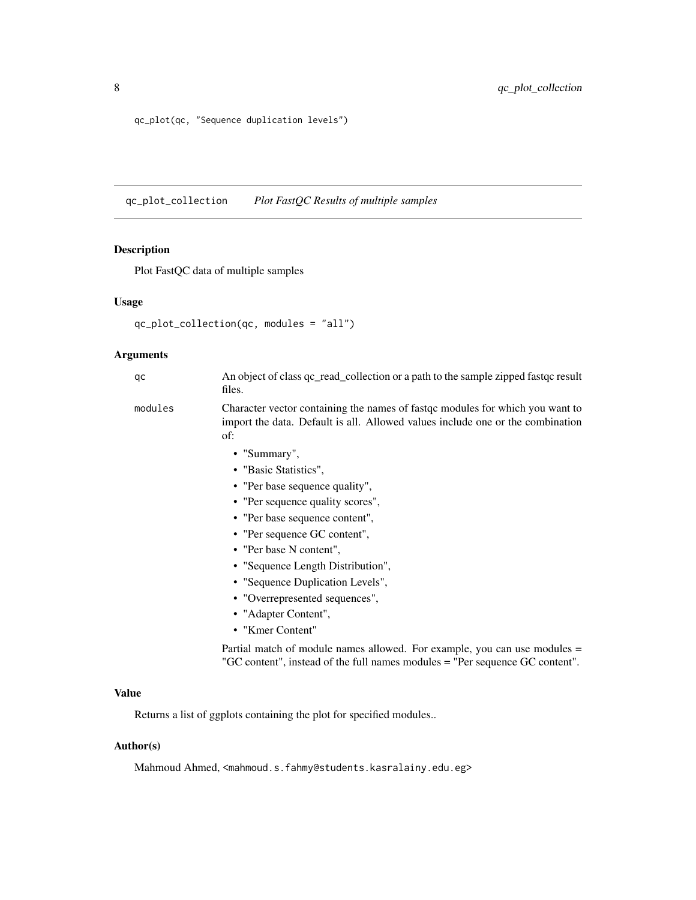```
qc_plot(qc, "Sequence duplication levels")
```

---

## qc_plot_collection    *Plot FastQC Results of multiple samples*

---

### Description

Plot FastQC data of multiple samples

### Usage

```
qc_plot_collection(qc, modules = "all")
```

### Arguments

`qc` An object of class qc_read_collection or a path to the sample zipped fastqc result files.

`modules` Character vector containing the names of fastqc modules for which you want to import the data. Default is all. Allowed values include one or the combination of:

- "Summary",
- "Basic Statistics",
- "Per base sequence quality",
- "Per sequence quality scores",
- "Per base sequence content",
- "Per sequence GC content",
- "Per base N content",
- "Sequence Length Distribution",
- "Sequence Duplication Levels",
- "Overrepresented sequences",
- "Adapter Content",
- "Kmer Content"

Partial match of module names allowed. For example, you can use modules = "GC content", instead of the full names modules = "Per sequence GC content".

### Value

Returns a list of ggplots containing the plot for specified modules..

### Author(s)

Mahmoud Ahmed, `<mahmoud.s.fahmy@students.kasralainy.edu.eg>`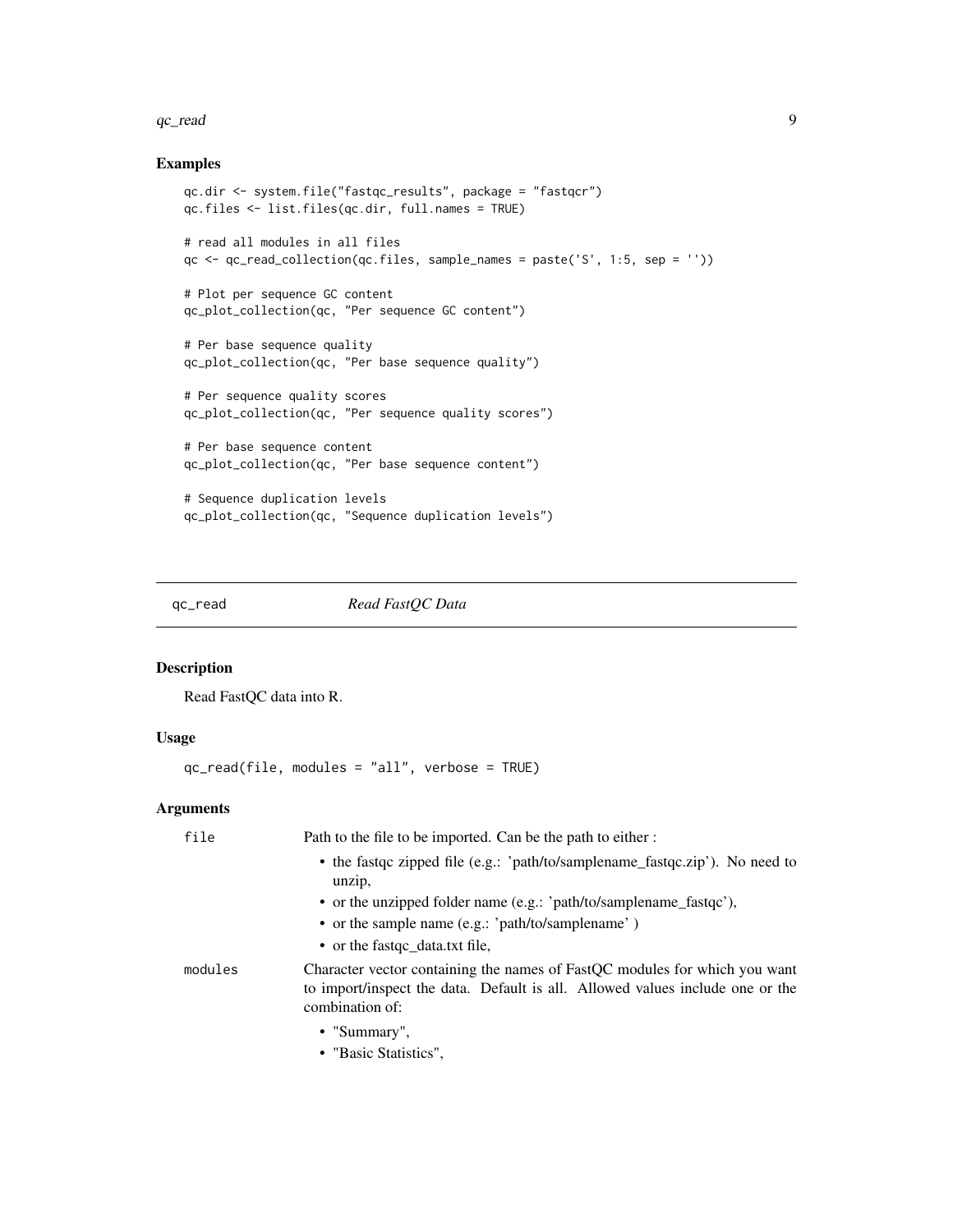### Examples

```
qc.dir <- system.file("fastqc_results", package = "fastqcr")
qc.files <- list.files(qc.dir, full.names = TRUE)

# read all modules in all files
qc <- qc_read_collection(qc.files, sample_names = paste('S', 1:5, sep = ''))

# Plot per sequence GC content
qc_plot_collection(qc, "Per sequence GC content")

# Per base sequence quality
qc_plot_collection(qc, "Per base sequence quality")

# Per sequence quality scores
qc_plot_collection(qc, "Per sequence quality scores")

# Per base sequence content
qc_plot_collection(qc, "Per base sequence content")

# Sequence duplication levels
qc_plot_collection(qc, "Sequence duplication levels")
```

---

## qc_read *Read FastQC Data*

### Description

Read FastQC data into R.

### Usage

```
qc_read(file, modules = "all", verbose = TRUE)
```

### Arguments

`file` Path to the file to be imported. Can be the path to either :

- the fastqc zipped file (e.g.: 'path/to/samplename_fastqc.zip'). No need to unzip,
- or the unzipped folder name (e.g.: 'path/to/samplename_fastqc'),
- or the sample name (e.g.: 'path/to/samplename' )
- or the fastqc_data.txt file,

`modules` Character vector containing the names of FastQC modules for which you want to import/inspect the data. Default is all. Allowed values include one or the combination of:

- "Summary",
- "Basic Statistics",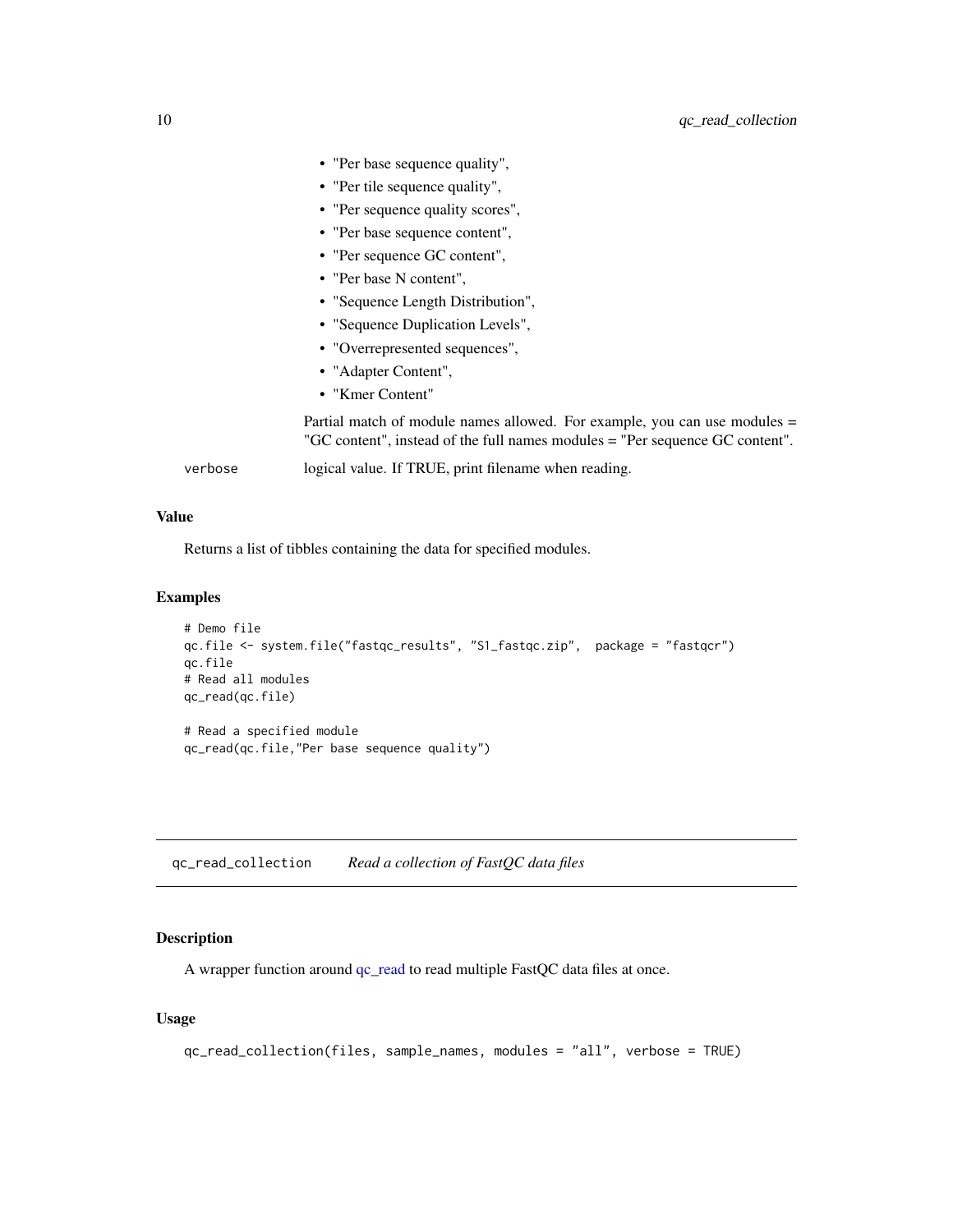- "Per base sequence quality",
- "Per tile sequence quality",
- "Per sequence quality scores",
- "Per base sequence content",
- "Per sequence GC content",
- "Per base N content",
- "Sequence Length Distribution",
- "Sequence Duplication Levels",
- "Overrepresented sequences",
- "Adapter Content",
- "Kmer Content"

Partial match of module names allowed. For example, you can use modules = "GC content", instead of the full names modules = "Per sequence GC content".

`verbose` logical value. If TRUE, print filename when reading.

### Value

Returns a list of tibbles containing the data for specified modules.

### Examples

```
# Demo file
qc.file <- system.file("fastqc_results", "S1_fastqc.zip",  package = "fastqcr")
qc.file
# Read all modules
qc_read(qc.file)

# Read a specified module
qc_read(qc.file,"Per base sequence quality")
```

---

## qc_read_collection *Read a collection of FastQC data files*

### Description

A wrapper function around qc_read to read multiple FastQC data files at once.

### Usage

```
qc_read_collection(files, sample_names, modules = "all", verbose = TRUE)
```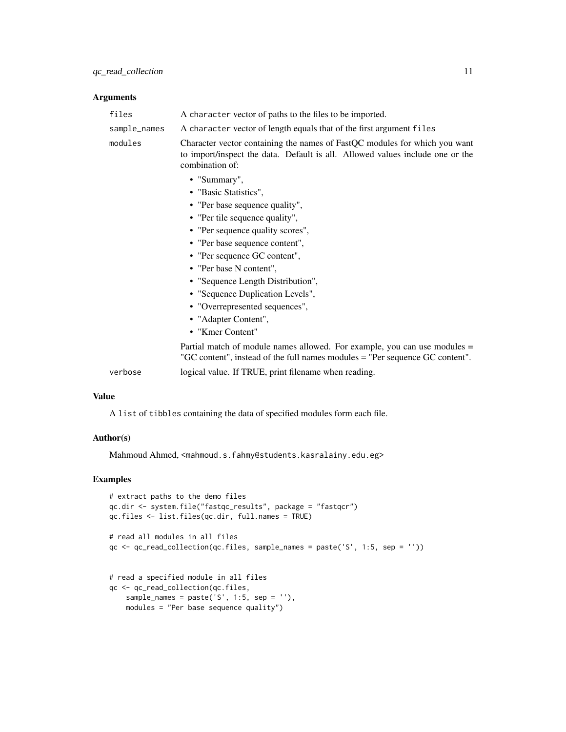### Arguments

| | |
|---|---|
| `files` | A `character` vector of paths to the files to be imported. |
| `sample_names` | A `character` vector of length equals that of the first argument `files` |
| `modules` | Character vector containing the names of FastQC modules for which you want to import/inspect the data. Default is all. Allowed values include one or the combination of:<br>• "Summary",<br>• "Basic Statistics",<br>• "Per base sequence quality",<br>• "Per tile sequence quality",<br>• "Per sequence quality scores",<br>• "Per base sequence content",<br>• "Per sequence GC content",<br>• "Per base N content",<br>• "Sequence Length Distribution",<br>• "Sequence Duplication Levels",<br>• "Overrepresented sequences",<br>• "Adapter Content",<br>• "Kmer Content"<br><br>Partial match of module names allowed. For example, you can use modules = "GC content", instead of the full names modules = "Per sequence GC content". |
| `verbose` | logical value. If TRUE, print filename when reading. |

### Value

A `list` of `tibbles` containing the data of specified modules form each file.

### Author(s)

Mahmoud Ahmed, `<mahmoud.s.fahmy@students.kasralainy.edu.eg>`

### Examples

```
# extract paths to the demo files
qc.dir <- system.file("fastqc_results", package = "fastqcr")
qc.files <- list.files(qc.dir, full.names = TRUE)

# read all modules in all files
qc <- qc_read_collection(qc.files, sample_names = paste('S', 1:5, sep = ''))


# read a specified module in all files
qc <- qc_read_collection(qc.files,
    sample_names = paste('S', 1:5, sep = ''),
    modules = "Per base sequence quality")
```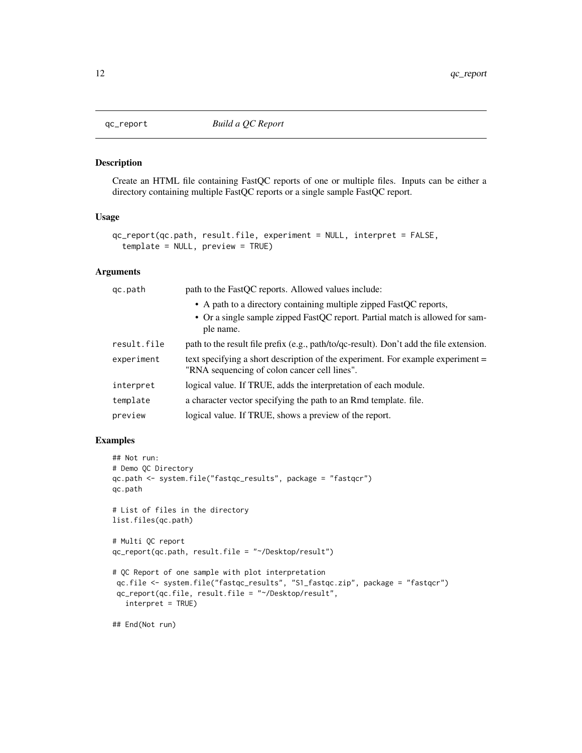# qc_report — *Build a QC Report*

## Description

Create an HTML file containing FastQC reports of one or multiple files. Inputs can be either a directory containing multiple FastQC reports or a single sample FastQC report.

## Usage

```
qc_report(qc.path, result.file, experiment = NULL, interpret = FALSE,
  template = NULL, preview = TRUE)
```

## Arguments

| | |
|---|---|
| `qc.path` | path to the FastQC reports. Allowed values include:<br>• A path to a directory containing multiple zipped FastQC reports,<br>• Or a single sample zipped FastQC report. Partial match is allowed for sample name. |
| `result.file` | path to the result file prefix (e.g., path/to/qc-result). Don't add the file extension. |
| `experiment` | text specifying a short description of the experiment. For example experiment = "RNA sequencing of colon cancer cell lines". |
| `interpret` | logical value. If TRUE, adds the interpretation of each module. |
| `template` | a character vector specifying the path to an Rmd template. file. |
| `preview` | logical value. If TRUE, shows a preview of the report. |

## Examples

```
## Not run:
# Demo QC Directory
qc.path <- system.file("fastqc_results", package = "fastqcr")
qc.path

# List of files in the directory
list.files(qc.path)

# Multi QC report
qc_report(qc.path, result.file = "~/Desktop/result")

# QC Report of one sample with plot interpretation
 qc.file <- system.file("fastqc_results", "S1_fastqc.zip", package = "fastqcr")
 qc_report(qc.file, result.file = "~/Desktop/result",
   interpret = TRUE)

## End(Not run)
```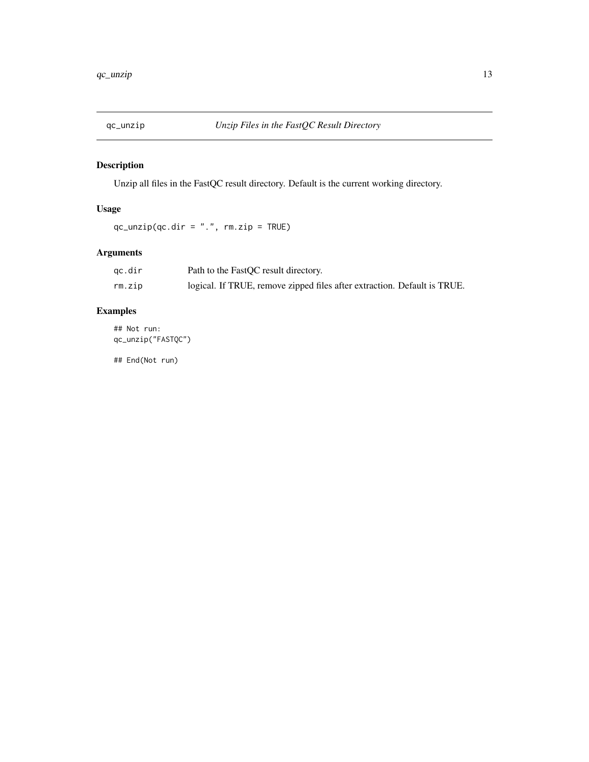## qc_unzip — *Unzip Files in the FastQC Result Directory*

### Description

Unzip all files in the FastQC result directory. Default is the current working directory.

### Usage

```
qc_unzip(qc.dir = ".", rm.zip = TRUE)
```

### Arguments

| | |
|---|---|
| `qc.dir` | Path to the FastQC result directory. |
| `rm.zip` | logical. If TRUE, remove zipped files after extraction. Default is TRUE. |

### Examples

```
## Not run:
qc_unzip("FASTQC")

## End(Not run)
```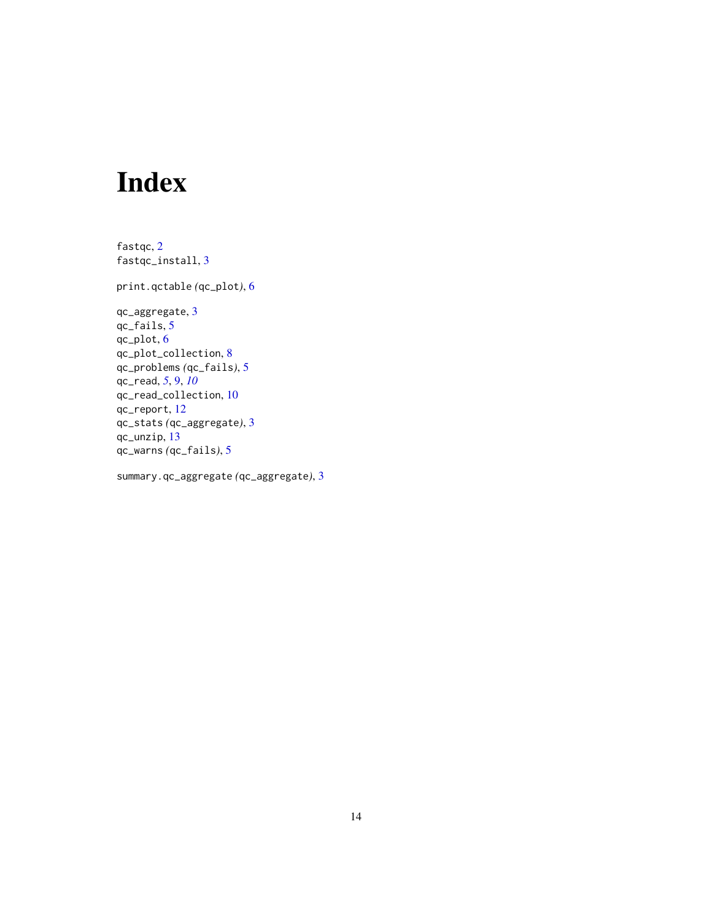# Index

fastqc, 2
fastqc_install, 3

print.qctable (qc_plot), 6

qc_aggregate, 3
qc_fails, 5
qc_plot, 6
qc_plot_collection, 8
qc_problems (qc_fails), 5
qc_read, *5*, 9, *10*
qc_read_collection, 10
qc_report, 12
qc_stats (qc_aggregate), 3
qc_unzip, 13
qc_warns (qc_fails), 5

summary.qc_aggregate (qc_aggregate), 3